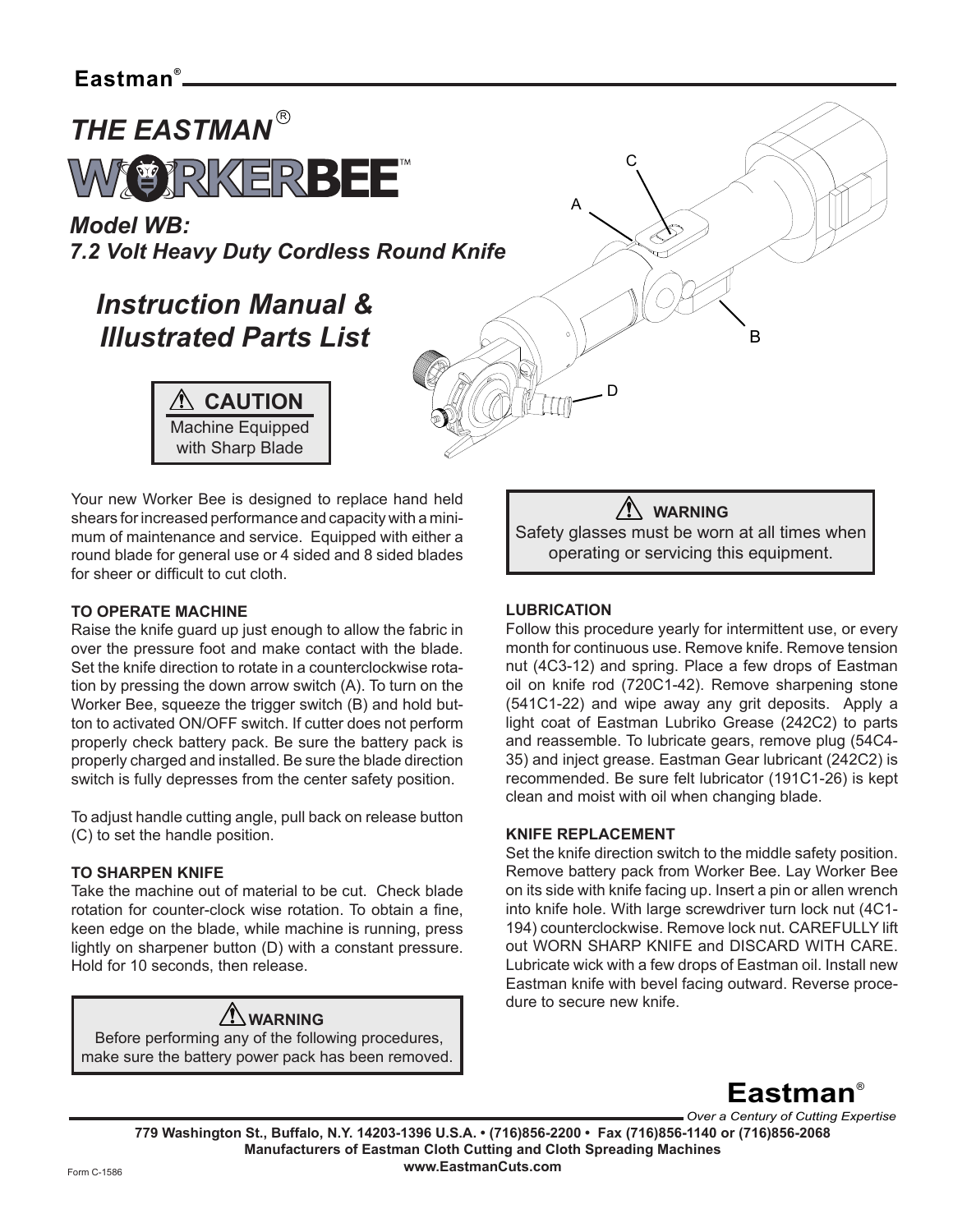**Eastman®**

# THE EASTMAN® WORKERBEE™

## *Model WB: 7.2 Volt Heavy Duty Cordless Round Knife*

## *Instruction Manual & Illustrated Parts List*

> ⚠ **CAUTION**
> Machine Equipped with Sharp Blade

Your new Worker Bee is designed to replace hand held shears for increased performance and capacity with a minimum of maintenance and service. Equipped with either a round blade for general use or 4 sided and 8 sided blades for sheer or difficult to cut cloth.

### TO OPERATE MACHINE

Raise the knife guard up just enough to allow the fabric in over the pressure foot and make contact with the blade. Set the knife direction to rotate in a counterclockwise rotation by pressing the down arrow switch (A). To turn on the Worker Bee, squeeze the trigger switch (B) and hold button to activated ON/OFF switch. If cutter does not perform properly check battery pack. Be sure the battery pack is properly charged and installed. Be sure the blade direction switch is fully depresses from the center safety position.

To adjust handle cutting angle, pull back on release button (C) to set the handle position.

### TO SHARPEN KNIFE

Take the machine out of material to be cut. Check blade rotation for counter-clock wise rotation. To obtain a fine, keen edge on the blade, while machine is running, press lightly on sharpener button (D) with a constant pressure. Hold for 10 seconds, then release.

> ⚠ **WARNING**
> Before performing any of the following procedures, make sure the battery power pack has been removed.

> ⚠ **WARNING**
> Safety glasses must be worn at all times when operating or servicing this equipment.

### LUBRICATION

Follow this procedure yearly for intermittent use, or every month for continuous use. Remove knife. Remove tension nut (4C3-12) and spring. Place a few drops of Eastman oil on knife rod (720C1-42). Remove sharpening stone (541C1-22) and wipe away any grit deposits. Apply a light coat of Eastman Lubriko Grease (242C2) to parts and reassemble. To lubricate gears, remove plug (54C4-35) and inject grease. Eastman Gear lubricant (242C2) is recommended. Be sure felt lubricator (191C1-26) is kept clean and moist with oil when changing blade.

### KNIFE REPLACEMENT

Set the knife direction switch to the middle safety position. Remove battery pack from Worker Bee. Lay Worker Bee on its side with knife facing up. Insert a pin or allen wrench into knife hole. With large screwdriver turn lock nut (4C1-194) counterclockwise. Remove lock nut. CAREFULLY lift out WORN SHARP KNIFE and DISCARD WITH CARE. Lubricate wick with a few drops of Eastman oil. Install new Eastman knife with bevel facing outward. Reverse procedure to secure new knife.

**Eastman®**
*Over a Century of Cutting Expertise*

**779 Washington St., Buffalo, N.Y. 14203-1396 U.S.A. • (716)856-2200 • Fax (716)856-1140 or (716)856-2068**
**Manufacturers of Eastman Cloth Cutting and Cloth Spreading Machines**
**www.EastmanCuts.com**

Form C-1586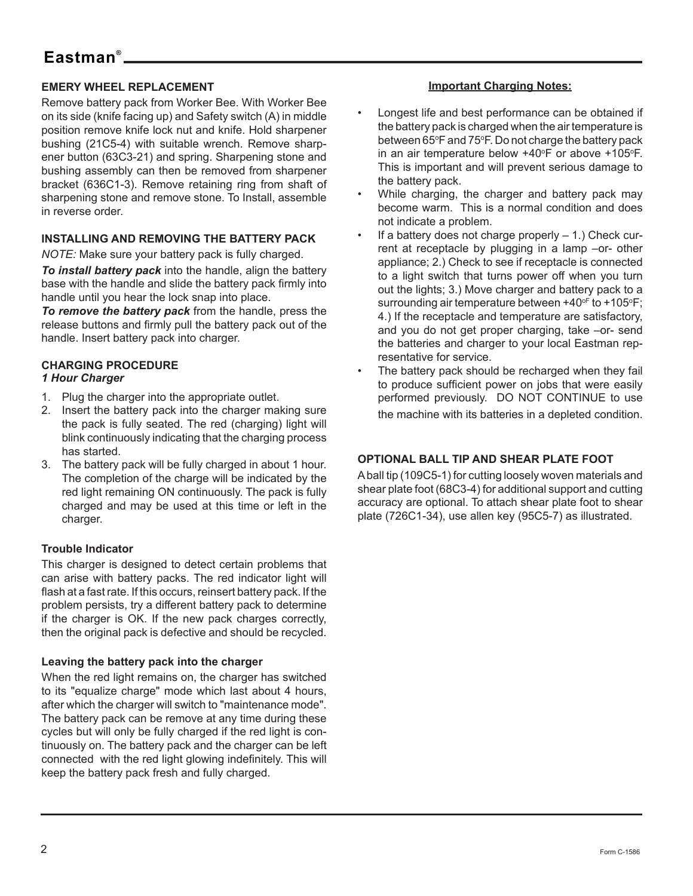## EMERY WHEEL REPLACEMENT

Remove battery pack from Worker Bee. With Worker Bee on its side (knife facing up) and Safety switch (A) in middle position remove knife lock nut and knife. Hold sharpener bushing (21C5-4) with suitable wrench. Remove sharpener button (63C3-21) and spring. Sharpening stone and bushing assembly can then be removed from sharpener bracket (636C1-3). Remove retaining ring from shaft of sharpening stone and remove stone. To Install, assemble in reverse order.

## INSTALLING AND REMOVING THE BATTERY PACK

*NOTE:* Make sure your battery pack is fully charged.

***To install battery pack*** into the handle, align the battery base with the handle and slide the battery pack firmly into handle until you hear the lock snap into place.

***To remove the battery pack*** from the handle, press the release buttons and firmly pull the battery pack out of the handle. Insert battery pack into charger.

## CHARGING PROCEDURE

### *1 Hour Charger*

1. Plug the charger into the appropriate outlet.
2. Insert the battery pack into the charger making sure the pack is fully seated. The red (charging) light will blink continuously indicating that the charging process has started.
3. The battery pack will be fully charged in about 1 hour. The completion of the charge will be indicated by the red light remaining ON continuously. The pack is fully charged and may be used at this time or left in the charger.

### Trouble Indicator

This charger is designed to detect certain problems that can arise with battery packs. The red indicator light will flash at a fast rate. If this occurs, reinsert battery pack. If the problem persists, try a different battery pack to determine if the charger is OK. If the new pack charges correctly, then the original pack is defective and should be recycled.

### Leaving the battery pack into the charger

When the red light remains on, the charger has switched to its "equalize charge" mode which last about 4 hours, after which the charger will switch to "maintenance mode". The battery pack can be remove at any time during these cycles but will only be fully charged if the red light is continuously on. The battery pack and the charger can be left connected with the red light glowing indefinitely. This will keep the battery pack fresh and fully charged.

### Important Charging Notes:

- Longest life and best performance can be obtained if the battery pack is charged when the air temperature is between 65°F and 75°F. Do not charge the battery pack in an air temperature below +40°F or above +105°F. This is important and will prevent serious damage to the battery pack.
- While charging, the charger and battery pack may become warm. This is a normal condition and does not indicate a problem.
- If a battery does not charge properly – 1.) Check current at receptacle by plugging in a lamp –or- other appliance; 2.) Check to see if receptacle is connected to a light switch that turns power off when you turn out the lights; 3.) Move charger and battery pack to a surrounding air temperature between +40°F to +105°F; 4.) If the receptacle and temperature are satisfactory, and you do not get proper charging, take –or- send the batteries and charger to your local Eastman representative for service.
- The battery pack should be recharged when they fail to produce sufficient power on jobs that were easily performed previously. DO NOT CONTINUE to use the machine with its batteries in a depleted condition.

## OPTIONAL BALL TIP AND SHEAR PLATE FOOT

A ball tip (109C5-1) for cutting loosely woven materials and shear plate foot (68C3-4) for additional support and cutting accuracy are optional. To attach shear plate foot to shear plate (726C1-34), use allen key (95C5-7) as illustrated.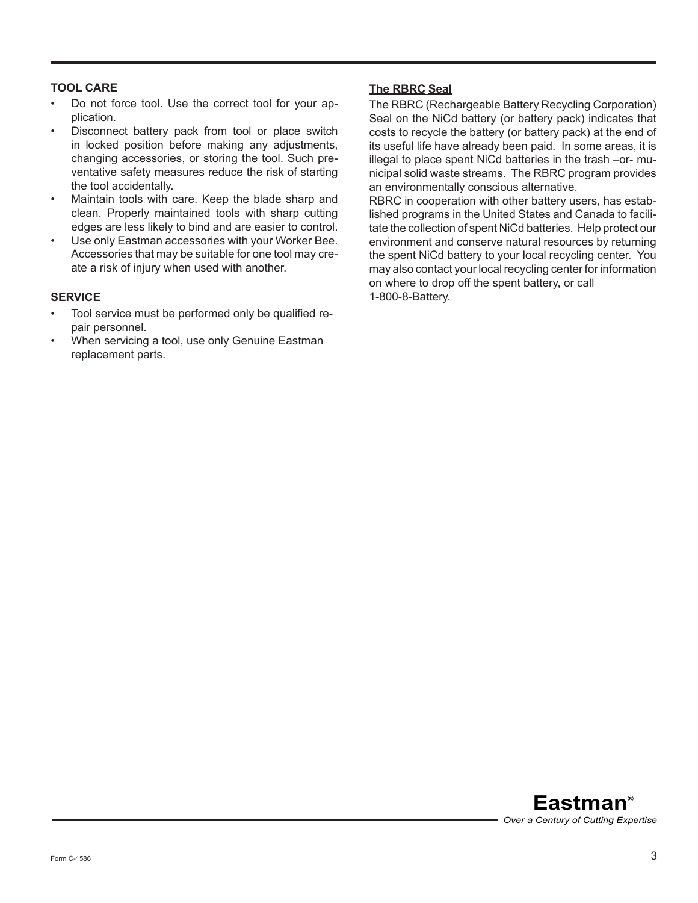### TOOL CARE

- Do not force tool. Use the correct tool for your application.
- Disconnect battery pack from tool or place switch in locked position before making any adjustments, changing accessories, or storing the tool. Such preventative safety measures reduce the risk of starting the tool accidentally.
- Maintain tools with care. Keep the blade sharp and clean. Properly maintained tools with sharp cutting edges are less likely to bind and are easier to control.
- Use only Eastman accessories with your Worker Bee. Accessories that may be suitable for one tool may create a risk of injury when used with another.

### SERVICE

- Tool service must be performed only be qualified repair personnel.
- When servicing a tool, use only Genuine Eastman replacement parts.

### The RBRC Seal

The RBRC (Rechargeable Battery Recycling Corporation) Seal on the NiCd battery (or battery pack) indicates that costs to recycle the battery (or battery pack) at the end of its useful life have already been paid. In some areas, it is illegal to place spent NiCd batteries in the trash –or- municipal solid waste streams. The RBRC program provides an environmentally conscious alternative.

RBRC in cooperation with other battery users, has established programs in the United States and Canada to facilitate the collection of spent NiCd batteries. Help protect our environment and conserve natural resources by returning the spent NiCd battery to your local recycling center. You may also contact your local recycling center for information on where to drop off the spent battery, or call 1-800-8-Battery.

**Eastman**®

*Over a Century of Cutting Expertise*

Form C-1586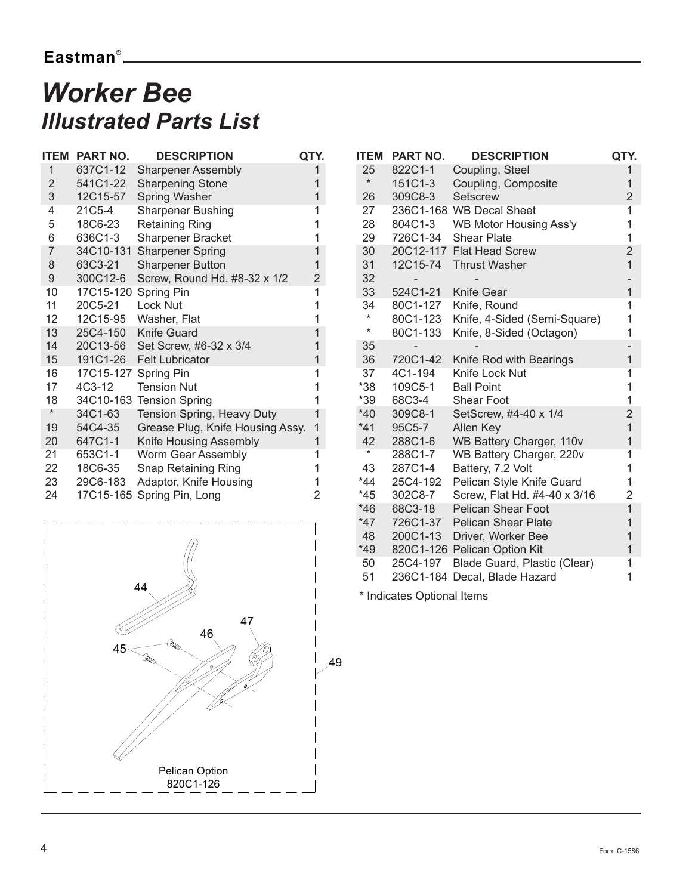# Worker Bee
## *Illustrated Parts List*

| ITEM | PART NO. | DESCRIPTION | QTY. |
|---|---|---|---|
| 1 | 637C1-12 | Sharpener Assembly | 1 |
| 2 | 541C1-22 | Sharpening Stone | 1 |
| 3 | 12C15-57 | Spring Washer | 1 |
| 4 | 21C5-4 | Sharpener Bushing | 1 |
| 5 | 18C6-23 | Retaining Ring | 1 |
| 6 | 636C1-3 | Sharpener Bracket | 1 |
| 7 | 34C10-131 | Sharpener Spring | 1 |
| 8 | 63C3-21 | Sharpener Button | 1 |
| 9 | 300C12-6 | Screw, Round Hd. #8-32 x 1/2 | 2 |
| 10 | 17C15-120 | Spring Pin | 1 |
| 11 | 20C5-21 | Lock Nut | 1 |
| 12 | 12C15-95 | Washer, Flat | 1 |
| 13 | 25C4-150 | Knife Guard | 1 |
| 14 | 20C13-56 | Set Screw, #6-32 x 3/4 | 1 |
| 15 | 191C1-26 | Felt Lubricator | 1 |
| 16 | 17C15-127 | Spring Pin | 1 |
| 17 | 4C3-12 | Tension Nut | 1 |
| 18 | 34C10-163 | Tension Spring | 1 |
| * | 34C1-63 | Tension Spring, Heavy Duty | 1 |
| 19 | 54C4-35 | Grease Plug, Knife Housing Assy. | 1 |
| 20 | 647C1-1 | Knife Housing Assembly | 1 |
| 21 | 653C1-1 | Worm Gear Assembly | 1 |
| 22 | 18C6-35 | Snap Retaining Ring | 1 |
| 23 | 29C6-183 | Adaptor, Knife Housing | 1 |
| 24 | 17C15-165 | Spring Pin, Long | 2 |

| ITEM | PART NO. | DESCRIPTION | QTY. |
|---|---|---|---|
| 25 | 822C1-1 | Coupling, Steel | 1 |
| * | 151C1-3 | Coupling, Composite | 1 |
| 26 | 309C8-3 | Setscrew | 2 |
| 27 | 236C1-168 | WB Decal Sheet | 1 |
| 28 | 804C1-3 | WB Motor Housing Ass'y | 1 |
| 29 | 726C1-34 | Shear Plate | 1 |
| 30 | 20C12-117 | Flat Head Screw | 2 |
| 31 | 12C15-74 | Thrust Washer | 1 |
| 32 | - | - | - |
| 33 | 524C1-21 | Knife Gear | 1 |
| 34 | 80C1-127 | Knife, Round | 1 |
| * | 80C1-123 | Knife, 4-Sided (Semi-Square) | 1 |
| * | 80C1-133 | Knife, 8-Sided (Octagon) | 1 |
| 35 | - | - | - |
| 36 | 720C1-42 | Knife Rod with Bearings | 1 |
| 37 | 4C1-194 | Knife Lock Nut | 1 |
| *38 | 109C5-1 | Ball Point | 1 |
| *39 | 68C3-4 | Shear Foot | 1 |
| *40 | 309C8-1 | SetScrew, #4-40 x 1/4 | 2 |
| *41 | 95C5-7 | Allen Key | 1 |
| 42 | 288C1-6 | WB Battery Charger, 110v | 1 |
| * | 288C1-7 | WB Battery Charger, 220v | 1 |
| 43 | 287C1-4 | Battery, 7.2 Volt | 1 |
| *44 | 25C4-192 | Pelican Style Knife Guard | 1 |
| *45 | 302C8-7 | Screw, Flat Hd. #4-40 x 3/16 | 2 |
| *46 | 68C3-18 | Pelican Shear Foot | 1 |
| *47 | 726C1-37 | Pelican Shear Plate | 1 |
| 48 | 200C1-13 | Driver, Worker Bee | 1 |
| *49 | 820C1-126 | Pelican Option Kit | 1 |
| 50 | 25C4-197 | Blade Guard, Plastic (Clear) | 1 |
| 51 | 236C1-184 | Decal, Blade Hazard | 1 |

\* Indicates Optional Items

44 45 46 47 49

Pelican Option
820C1-126

Form C-1586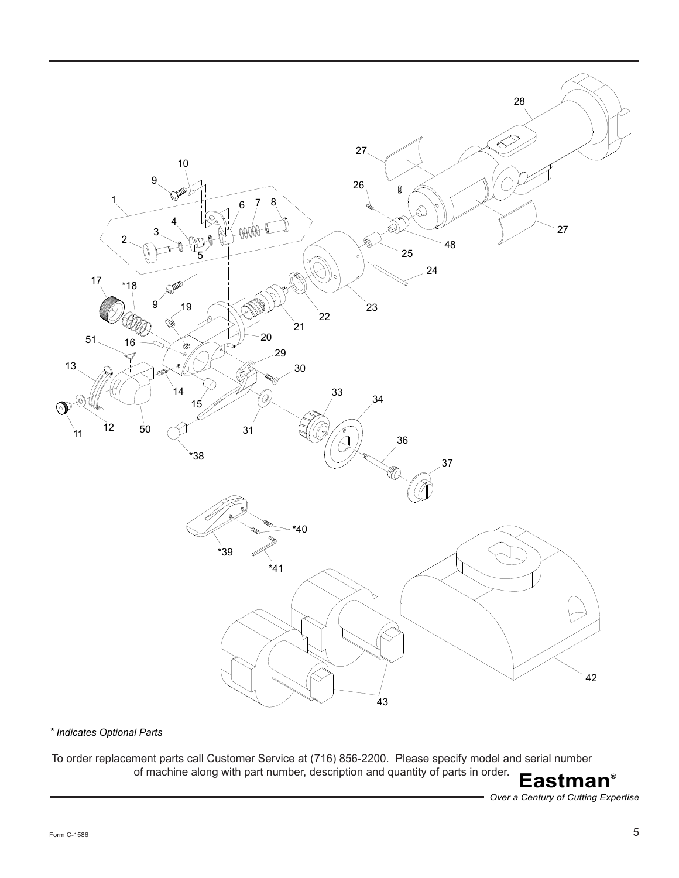\* *Indicates Optional Parts*

To order replacement parts call Customer Service at (716) 856-2200. Please specify model and serial number of machine along with part number, description and quantity of parts in order.

**Eastman®**

*Over a Century of Cutting Expertise*

Form C-1586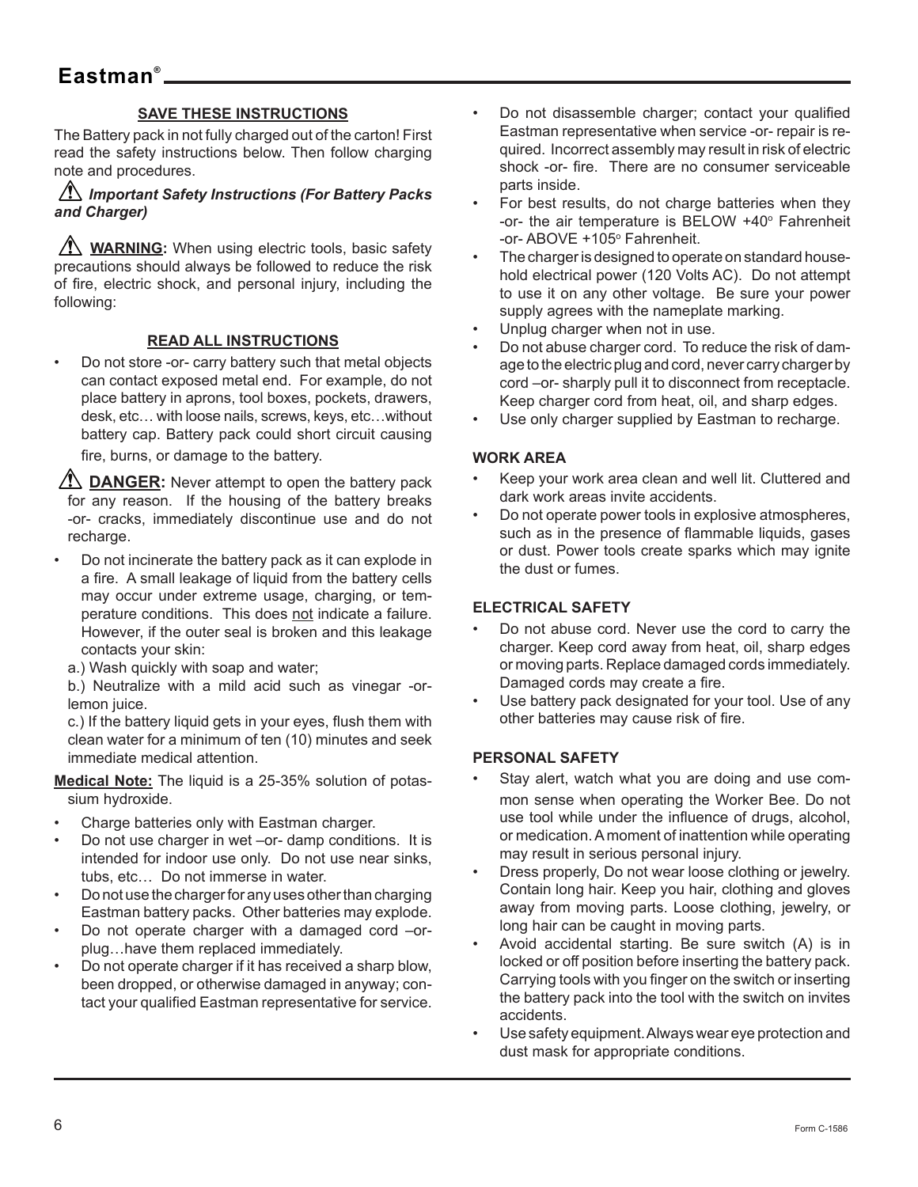## SAVE THESE INSTRUCTIONS

The Battery pack in not fully charged out of the carton! First read the safety instructions below. Then follow charging note and procedures.

### ⚠ *Important Safety Instructions (For Battery Packs and Charger)*

⚠ **WARNING:** When using electric tools, basic safety precautions should always be followed to reduce the risk of fire, electric shock, and personal injury, including the following:

## READ ALL INSTRUCTIONS

- Do not store -or- carry battery such that metal objects can contact exposed metal end. For example, do not place battery in aprons, tool boxes, pockets, drawers, desk, etc… with loose nails, screws, keys, etc…without battery cap. Battery pack could short circuit causing fire, burns, or damage to the battery.

⚠ **DANGER:** Never attempt to open the battery pack for any reason. If the housing of the battery breaks -or- cracks, immediately discontinue use and do not recharge.

- Do not incinerate the battery pack as it can explode in a fire. A small leakage of liquid from the battery cells may occur under extreme usage, charging, or temperature conditions. This does not indicate a failure. However, if the outer seal is broken and this leakage contacts your skin:
  a.) Wash quickly with soap and water;
  b.) Neutralize with a mild acid such as vinegar -or- lemon juice.
  c.) If the battery liquid gets in your eyes, flush them with clean water for a minimum of ten (10) minutes and seek immediate medical attention.

**Medical Note:** The liquid is a 25-35% solution of potassium hydroxide.

- Charge batteries only with Eastman charger.
- Do not use charger in wet –or- damp conditions. It is intended for indoor use only. Do not use near sinks, tubs, etc… Do not immerse in water.
- Do not use the charger for any uses other than charging Eastman battery packs. Other batteries may explode.
- Do not operate charger with a damaged cord –or- plug…have them replaced immediately.
- Do not operate charger if it has received a sharp blow, been dropped, or otherwise damaged in anyway; contact your qualified Eastman representative for service.
- Do not disassemble charger; contact your qualified Eastman representative when service -or- repair is required. Incorrect assembly may result in risk of electric shock -or- fire. There are no consumer serviceable parts inside.
- For best results, do not charge batteries when they -or- the air temperature is BELOW +40° Fahrenheit -or- ABOVE +105° Fahrenheit.
- The charger is designed to operate on standard household electrical power (120 Volts AC). Do not attempt to use it on any other voltage. Be sure your power supply agrees with the nameplate marking.
- Unplug charger when not in use.
- Do not abuse charger cord. To reduce the risk of damage to the electric plug and cord, never carry charger by cord –or- sharply pull it to disconnect from receptacle. Keep charger cord from heat, oil, and sharp edges.
- Use only charger supplied by Eastman to recharge.

### WORK AREA

- Keep your work area clean and well lit. Cluttered and dark work areas invite accidents.
- Do not operate power tools in explosive atmospheres, such as in the presence of flammable liquids, gases or dust. Power tools create sparks which may ignite the dust or fumes.

### ELECTRICAL SAFETY

- Do not abuse cord. Never use the cord to carry the charger. Keep cord away from heat, oil, sharp edges or moving parts. Replace damaged cords immediately. Damaged cords may create a fire.
- Use battery pack designated for your tool. Use of any other batteries may cause risk of fire.

### PERSONAL SAFETY

- Stay alert, watch what you are doing and use common sense when operating the Worker Bee. Do not use tool while under the influence of drugs, alcohol, or medication. A moment of inattention while operating may result in serious personal injury.
- Dress properly, Do not wear loose clothing or jewelry. Contain long hair. Keep you hair, clothing and gloves away from moving parts. Loose clothing, jewelry, or long hair can be caught in moving parts.
- Avoid accidental starting. Be sure switch (A) is in locked or off position before inserting the battery pack. Carrying tools with you finger on the switch or inserting the battery pack into the tool with the switch on invites accidents.
- Use safety equipment. Always wear eye protection and dust mask for appropriate conditions.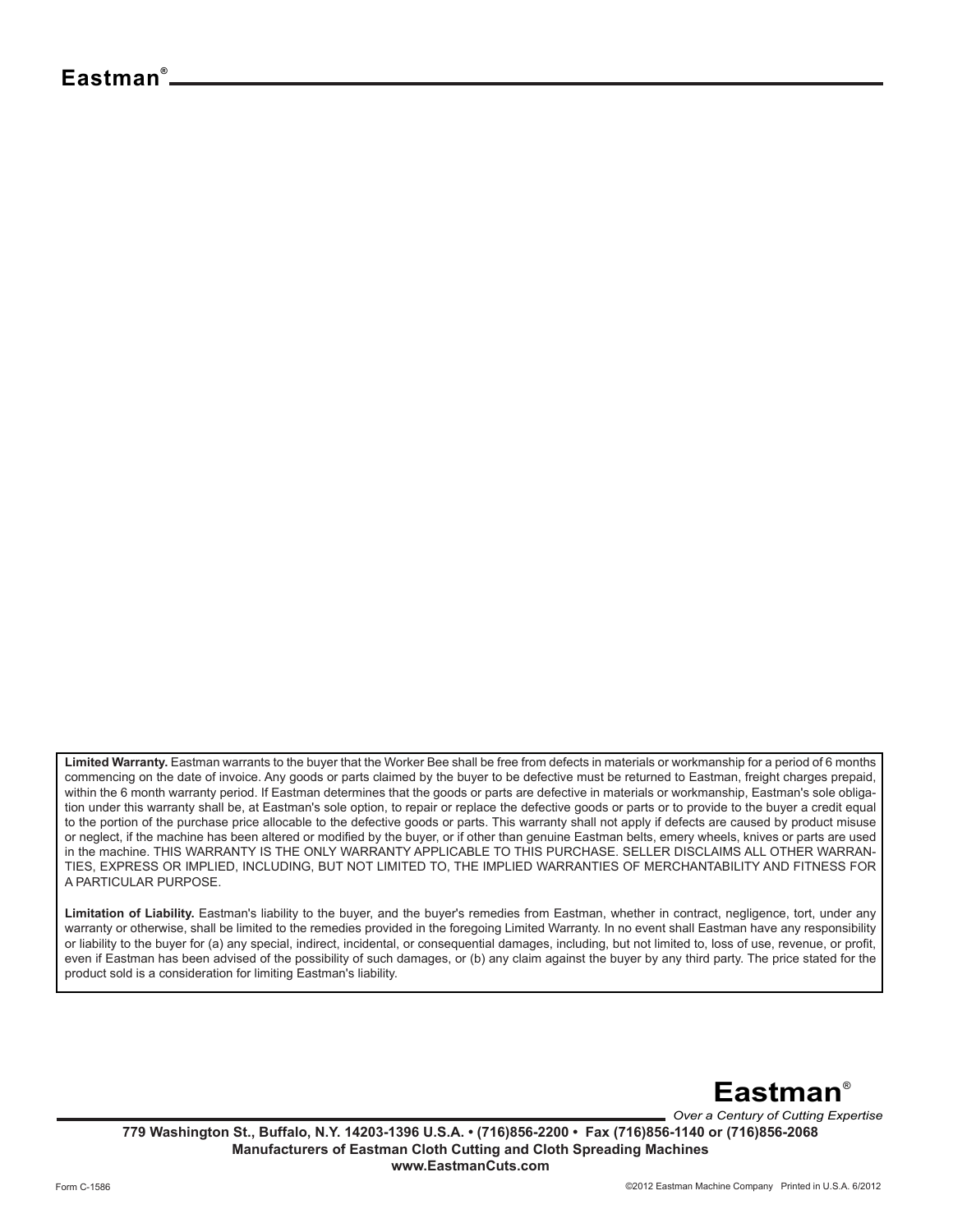**Limited Warranty.** Eastman warrants to the buyer that the Worker Bee shall be free from defects in materials or workmanship for a period of 6 months commencing on the date of invoice. Any goods or parts claimed by the buyer to be defective must be returned to Eastman, freight charges prepaid, within the 6 month warranty period. If Eastman determines that the goods or parts are defective in materials or workmanship, Eastman's sole obligation under this warranty shall be, at Eastman's sole option, to repair or replace the defective goods or parts or to provide to the buyer a credit equal to the portion of the purchase price allocable to the defective goods or parts. This warranty shall not apply if defects are caused by product misuse or neglect, if the machine has been altered or modified by the buyer, or if other than genuine Eastman belts, emery wheels, knives or parts are used in the machine. THIS WARRANTY IS THE ONLY WARRANTY APPLICABLE TO THIS PURCHASE. SELLER DISCLAIMS ALL OTHER WARRANTIES, EXPRESS OR IMPLIED, INCLUDING, BUT NOT LIMITED TO, THE IMPLIED WARRANTIES OF MERCHANTABILITY AND FITNESS FOR A PARTICULAR PURPOSE.

**Limitation of Liability.** Eastman's liability to the buyer, and the buyer's remedies from Eastman, whether in contract, negligence, tort, under any warranty or otherwise, shall be limited to the remedies provided in the foregoing Limited Warranty. In no event shall Eastman have any responsibility or liability to the buyer for (a) any special, indirect, incidental, or consequential damages, including, but not limited to, loss of use, revenue, or profit, even if Eastman has been advised of the possibility of such damages, or (b) any claim against the buyer by any third party. The price stated for the product sold is a consideration for limiting Eastman's liability.

**Eastman®**

*Over a Century of Cutting Expertise*

**779 Washington St., Buffalo, N.Y. 14203-1396 U.S.A. • (716)856-2200 • Fax (716)856-1140 or (716)856-2068**

**Manufacturers of Eastman Cloth Cutting and Cloth Spreading Machines**

**www.EastmanCuts.com**

Form C-1586

©2012 Eastman Machine Company Printed in U.S.A. 6/2012